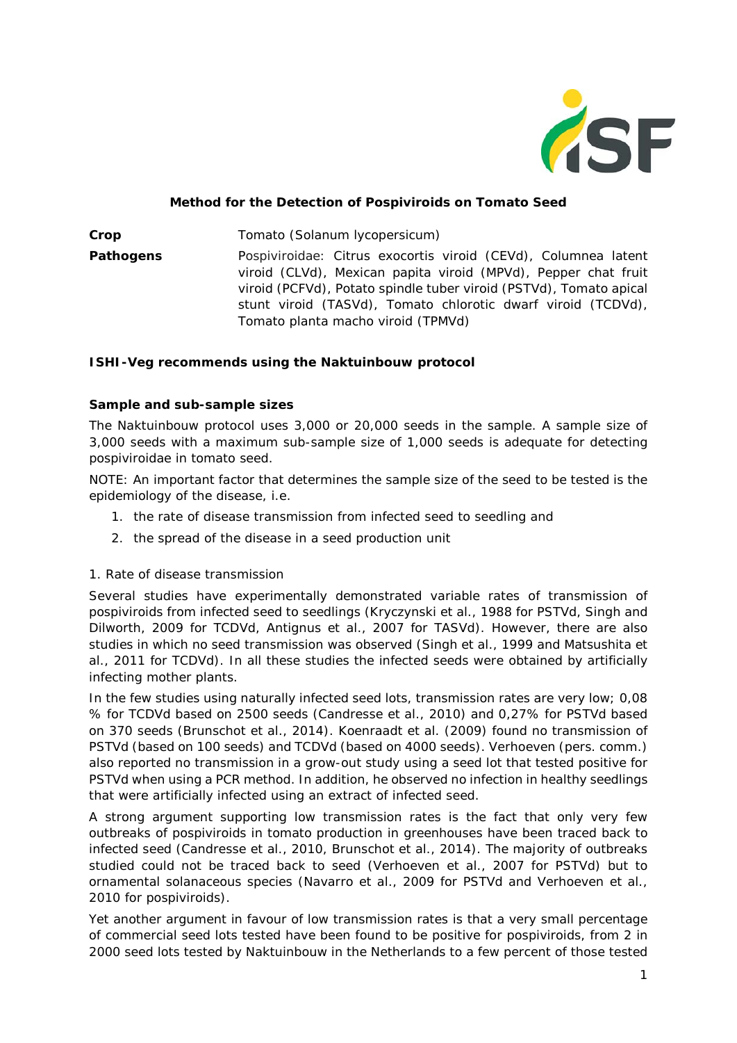# Method for the Detection of Pospiviroids on Tomato Seed

| | |
|---|---|
| **Crop** | Tomato (Solanum lycopersicum) |
| **Pathogens** | Pospiviroidae: Citrus exocortis viroid (CEVd), Columnea latent viroid (CLVd), Mexican papita viroid (MPVd), Pepper chat fruit viroid (PCFVd), Potato spindle tuber viroid (PSTVd), Tomato apical stunt viroid (TASVd), Tomato chlorotic dwarf viroid (TCDVd), Tomato planta macho viroid (TPMVd) |

**ISHI-Veg recommends using the Naktuinbouw protocol**

**Sample and sub-sample sizes**

The Naktuinbouw protocol uses 3,000 or 20,000 seeds in the sample. A sample size of 3,000 seeds with a maximum sub-sample size of 1,000 seeds is adequate for detecting pospiviroidae in tomato seed.

NOTE: An important factor that determines the sample size of the seed to be tested is the epidemiology of the disease, i.e.

1. the rate of disease transmission from infected seed to seedling and
2. the spread of the disease in a seed production unit

1. Rate of disease transmission

Several studies have experimentally demonstrated variable rates of transmission of pospiviroids from infected seed to seedlings (Kryczynski et al., 1988 for PSTVd, Singh and Dilworth, 2009 for TCDVd, Antignus et al., 2007 for TASVd). However, there are also studies in which no seed transmission was observed (Singh et al., 1999 and Matsushita et al., 2011 for TCDVd). In all these studies the infected seeds were obtained by artificially infecting mother plants.

In the few studies using naturally infected seed lots, transmission rates are very low; 0,08 % for TCDVd based on 2500 seeds (Candresse et al., 2010) and 0,27% for PSTVd based on 370 seeds (Brunschot et al., 2014). Koenraadt et al. (2009) found no transmission of PSTVd (based on 100 seeds) and TCDVd (based on 4000 seeds). Verhoeven (pers. comm.) also reported no transmission in a grow-out study using a seed lot that tested positive for PSTVd when using a PCR method. In addition, he observed no infection in healthy seedlings that were artificially infected using an extract of infected seed.

A strong argument supporting low transmission rates is the fact that only very few outbreaks of pospiviroids in tomato production in greenhouses have been traced back to infected seed (Candresse et al., 2010, Brunschot et al., 2014). The majority of outbreaks studied could not be traced back to seed (Verhoeven et al., 2007 for PSTVd) but to ornamental solanaceous species (Navarro et al., 2009 for PSTVd and Verhoeven et al., 2010 for pospiviroids).

Yet another argument in favour of low transmission rates is that a very small percentage of commercial seed lots tested have been found to be positive for pospiviroids, from 2 in 2000 seed lots tested by Naktuinbouw in the Netherlands to a few percent of those tested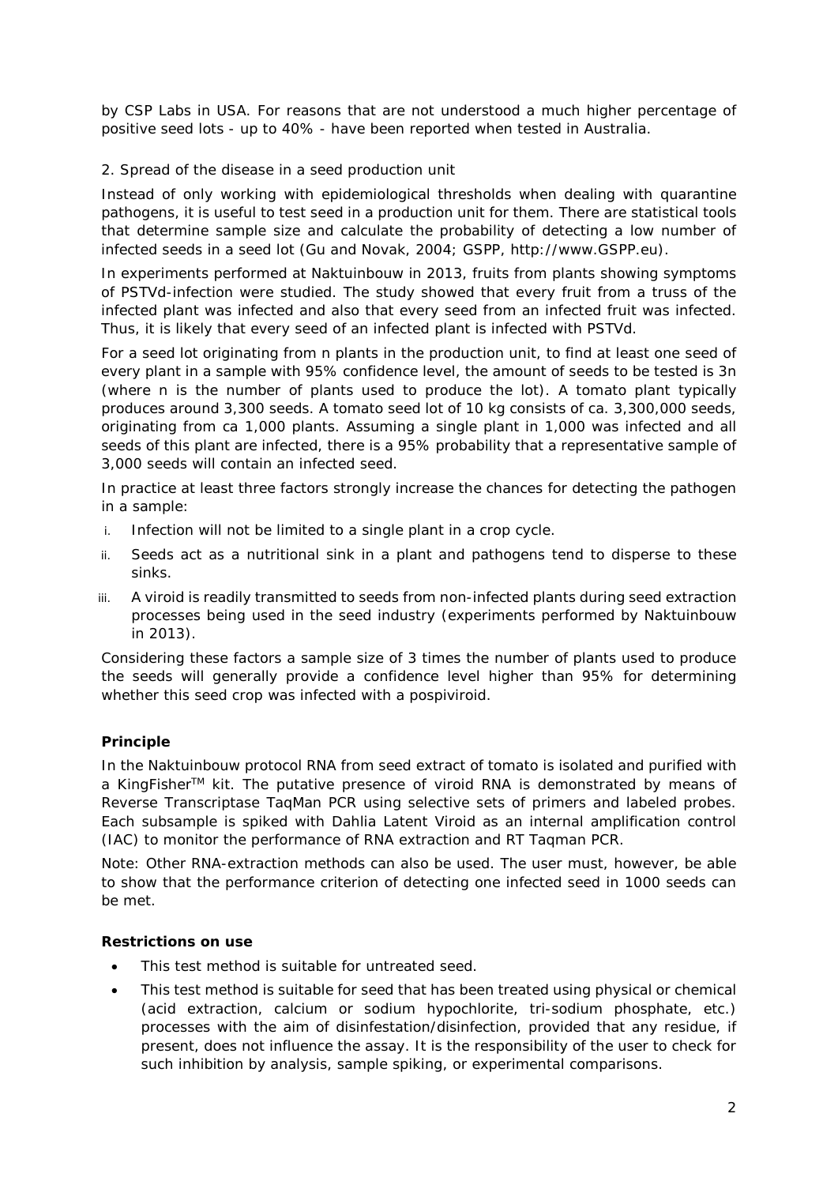by CSP Labs in USA. For reasons that are not understood a much higher percentage of positive seed lots - up to 40% - have been reported when tested in Australia.

2. Spread of the disease in a seed production unit

Instead of only working with epidemiological thresholds when dealing with quarantine pathogens, it is useful to test seed in a production unit for them. There are statistical tools that determine sample size and calculate the probability of detecting a low number of infected seeds in a seed lot (Gu and Novak, 2004; GSPP, http://www.GSPP.eu).

In experiments performed at Naktuinbouw in 2013, fruits from plants showing symptoms of PSTVd-infection were studied. The study showed that every fruit from a truss of the infected plant was infected and also that every seed from an infected fruit was infected. Thus, it is likely that every seed of an infected plant is infected with PSTVd.

For a seed lot originating from n plants in the production unit, to find at least one seed of every plant in a sample with 95% confidence level, the amount of seeds to be tested is 3n (where n is the number of plants used to produce the lot). A tomato plant typically produces around 3,300 seeds. A tomato seed lot of 10 kg consists of ca. 3,300,000 seeds, originating from ca 1,000 plants. Assuming a single plant in 1,000 was infected and all seeds of this plant are infected, there is a 95% probability that a representative sample of 3,000 seeds will contain an infected seed.

In practice at least three factors strongly increase the chances for detecting the pathogen in a sample:

i. Infection will not be limited to a single plant in a crop cycle.
ii. Seeds act as a nutritional sink in a plant and pathogens tend to disperse to these sinks.
iii. A viroid is readily transmitted to seeds from non-infected plants during seed extraction processes being used in the seed industry (experiments performed by Naktuinbouw in 2013).

Considering these factors a sample size of 3 times the number of plants used to produce the seeds will generally provide a confidence level higher than 95% for determining whether this seed crop was infected with a pospiviroid.

**Principle**

In the Naktuinbouw protocol RNA from seed extract of tomato is isolated and purified with a KingFisher™ kit. The putative presence of viroid RNA is demonstrated by means of Reverse Transcriptase TaqMan PCR using selective sets of primers and labeled probes. Each subsample is spiked with Dahlia Latent Viroid as an internal amplification control (IAC) to monitor the performance of RNA extraction and RT Taqman PCR.

Note: Other RNA-extraction methods can also be used. The user must, however, be able to show that the performance criterion of detecting one infected seed in 1000 seeds can be met.

**Restrictions on use**

- This test method is suitable for untreated seed.
- This test method is suitable for seed that has been treated using physical or chemical (acid extraction, calcium or sodium hypochlorite, tri-sodium phosphate, etc.) processes with the aim of disinfestation/disinfection, provided that any residue, if present, does not influence the assay. It is the responsibility of the user to check for such inhibition by analysis, sample spiking, or experimental comparisons.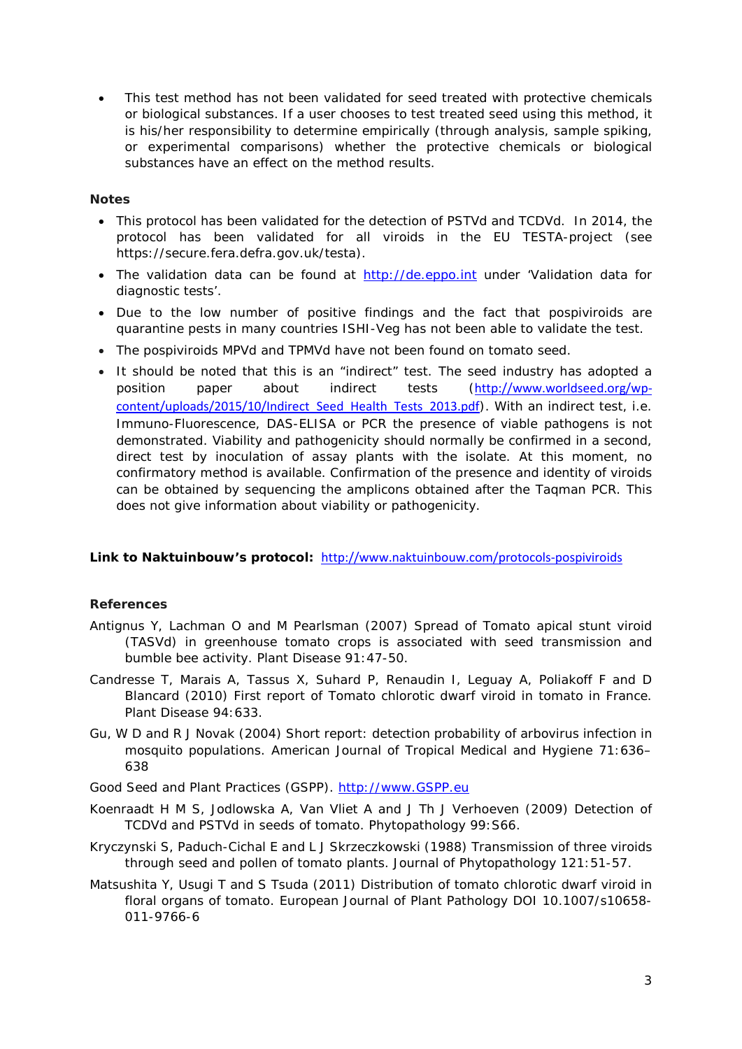- This test method has not been validated for seed treated with protective chemicals or biological substances. If a user chooses to test treated seed using this method, it is his/her responsibility to determine empirically (through analysis, sample spiking, or experimental comparisons) whether the protective chemicals or biological substances have an effect on the method results.

**Notes**

- This protocol has been validated for the detection of PSTVd and TCDVd. In 2014, the protocol has been validated for all viroids in the EU TESTA-project (see https://secure.fera.defra.gov.uk/testa).
- The validation data can be found at http://de.eppo.int under 'Validation data for diagnostic tests'.
- Due to the low number of positive findings and the fact that pospiviroids are quarantine pests in many countries ISHI-Veg has not been able to validate the test.
- The pospiviroids MPVd and TPMVd have not been found on tomato seed.
- It should be noted that this is an "indirect" test. The seed industry has adopted a position paper about indirect tests (http://www.worldseed.org/wp-content/uploads/2015/10/Indirect_Seed_Health_Tests_2013.pdf). With an indirect test, i.e. Immuno-Fluorescence, DAS-ELISA or PCR the presence of viable pathogens is not demonstrated. Viability and pathogenicity should normally be confirmed in a second, direct test by inoculation of assay plants with the isolate. At this moment, no confirmatory method is available. Confirmation of the presence and identity of viroids can be obtained by sequencing the amplicons obtained after the Taqman PCR. This does not give information about viability or pathogenicity.

**Link to Naktuinbouw's protocol:** http://www.naktuinbouw.com/protocols-pospiviroids

**References**

Antignus Y, Lachman O and M Pearlsman (2007) Spread of Tomato apical stunt viroid (TASVd) in greenhouse tomato crops is associated with seed transmission and bumble bee activity. Plant Disease 91:47-50.

Candresse T, Marais A, Tassus X, Suhard P, Renaudin I, Leguay A, Poliakoff F and D Blancard (2010) First report of Tomato chlorotic dwarf viroid in tomato in France. Plant Disease 94:633.

Gu, W D and R J Novak (2004) Short report: detection probability of arbovirus infection in mosquito populations. American Journal of Tropical Medical and Hygiene 71:636–638

Good Seed and Plant Practices (GSPP). http://www.GSPP.eu

Koenraadt H M S, Jodlowska A, Van Vliet A and J Th J Verhoeven (2009) Detection of TCDVd and PSTVd in seeds of tomato. Phytopathology 99:S66.

Kryczynski S, Paduch-Cichal E and L J Skrzeczkowski (1988) Transmission of three viroids through seed and pollen of tomato plants. Journal of Phytopathology 121:51-57.

Matsushita Y, Usugi T and S Tsuda (2011) Distribution of tomato chlorotic dwarf viroid in floral organs of tomato. European Journal of Plant Pathology DOI 10.1007/s10658-011-9766-6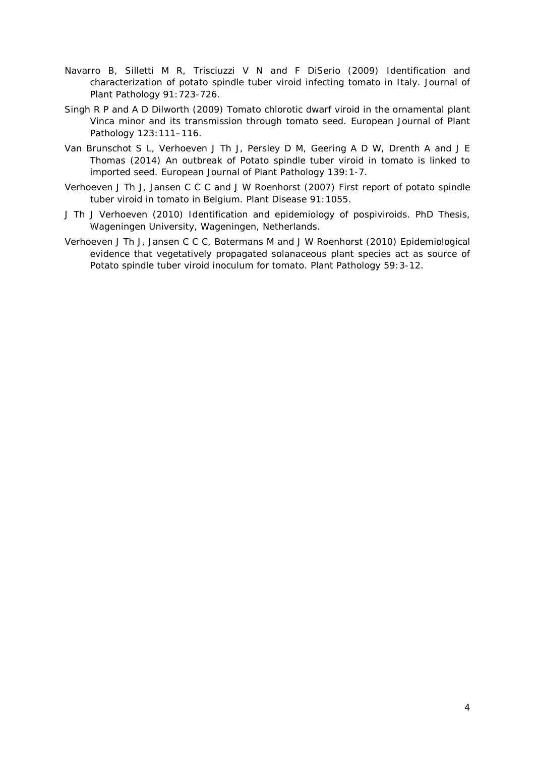Navarro B, Silletti M R, Trisciuzzi V N and F DiSerio (2009) Identification and characterization of potato spindle tuber viroid infecting tomato in Italy. Journal of Plant Pathology 91:723-726.

Singh R P and A D Dilworth (2009) Tomato chlorotic dwarf viroid in the ornamental plant Vinca minor and its transmission through tomato seed. European Journal of Plant Pathology 123:111–116.

Van Brunschot S L, Verhoeven J Th J, Persley D M, Geering A D W, Drenth A and J E Thomas (2014) An outbreak of Potato spindle tuber viroid in tomato is linked to imported seed. European Journal of Plant Pathology 139:1-7.

Verhoeven J Th J, Jansen C C C and J W Roenhorst (2007) First report of potato spindle tuber viroid in tomato in Belgium. Plant Disease 91:1055.

J Th J Verhoeven (2010) Identification and epidemiology of pospiviroids. PhD Thesis, Wageningen University, Wageningen, Netherlands.

Verhoeven J Th J, Jansen C C C, Botermans M and J W Roenhorst (2010) Epidemiological evidence that vegetatively propagated solanaceous plant species act as source of Potato spindle tuber viroid inoculum for tomato. Plant Pathology 59:3-12.